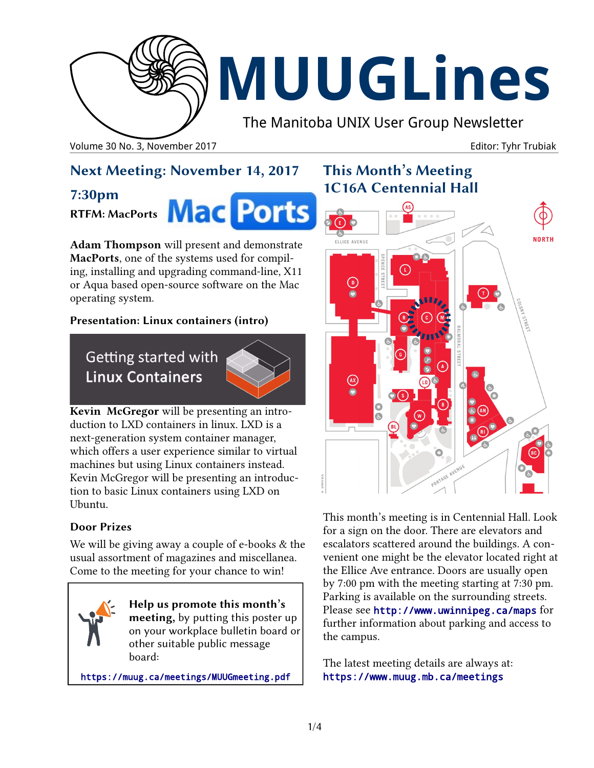# MUUGLines

The Manitoba UNIX User Group Newsletter

Volume 30 No. 3, November 2017 — Editor: Tyhr Trubiak

## Next Meeting: November 14, 2017

### 7:30pm

**RTFM: MacPorts**

**Adam Thompson** will present and demonstrate **MacPorts**, one of the systems used for compiling, installing and upgrading command-line, X11 or Aqua based open-source software on the Mac operating system.

**Presentation: Linux containers (intro)**

Getting started with Linux Containers

**Kevin McGregor** will be presenting an introduction to LXD containers in linux. LXD is a next-generation system container manager, which offers a user experience similar to virtual machines but using Linux containers instead. Kevin McGregor will be presenting an introduction to basic Linux containers using LXD on Ubuntu.

### Door Prizes

We will be giving away a couple of e-books & the usual assortment of magazines and miscellanea. Come to the meeting for your chance to win!

**Help us promote this month's meeting,** by putting this poster up on your workplace bulletin board or other suitable public message board:

https://muug.ca/meetings/MUUGmeeting.pdf

## This Month's Meeting 1C16A Centennial Hall

This month's meeting is in Centennial Hall. Look for a sign on the door. There are elevators and escalators scattered around the buildings. A convenient one might be the elevator located right at the Ellice Ave entrance. Doors are usually open by 7:00 pm with the meeting starting at 7:30 pm. Parking is available on the surrounding streets. Please see http://www.uwinnipeg.ca/maps for further information about parking and access to the campus.

The latest meeting details are always at: https://www.muug.mb.ca/meetings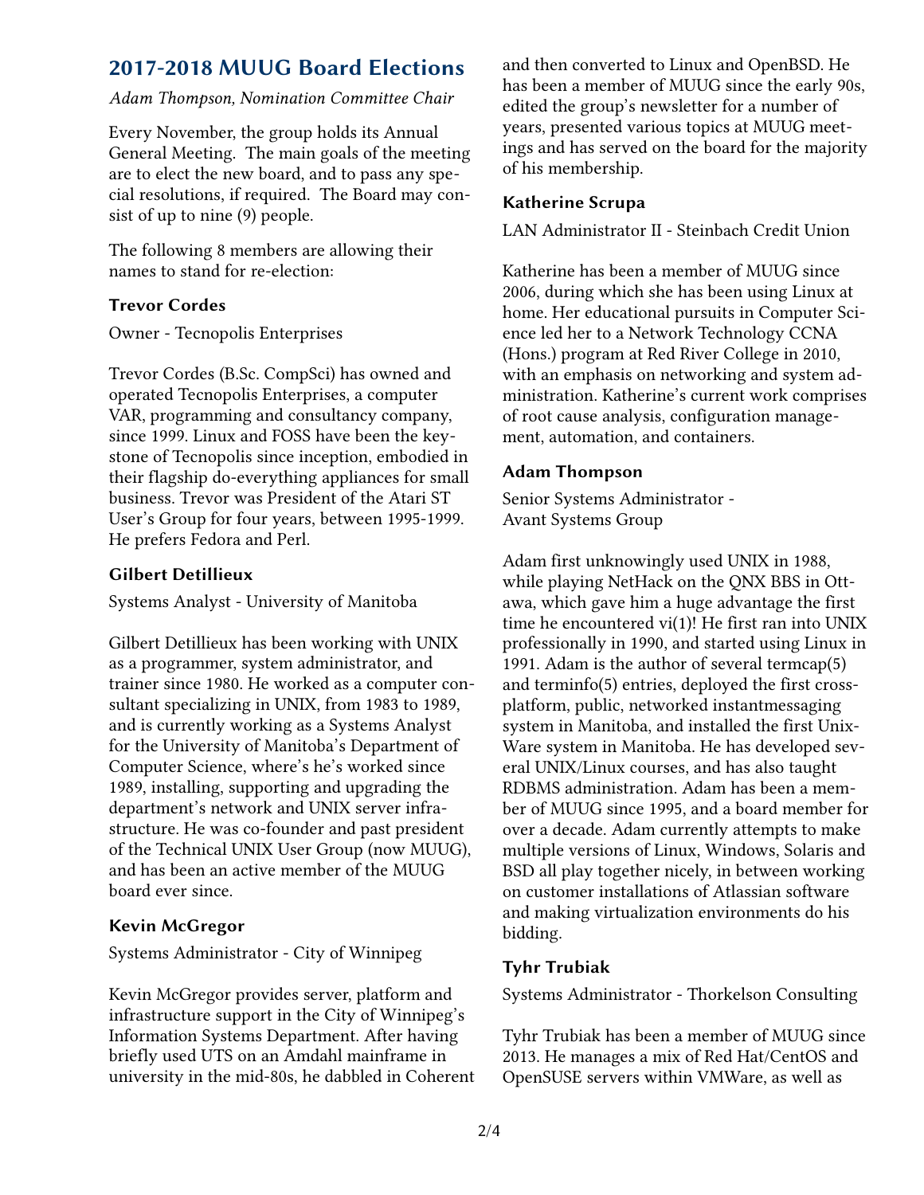## 2017-2018 MUUG Board Elections

*Adam Thompson, Nomination Committee Chair*

Every November, the group holds its Annual General Meeting. The main goals of the meeting are to elect the new board, and to pass any special resolutions, if required. The Board may consist of up to nine (9) people.

The following 8 members are allowing their names to stand for re-election:

### Trevor Cordes

Owner - Tecnopolis Enterprises

Trevor Cordes (B.Sc. CompSci) has owned and operated Tecnopolis Enterprises, a computer VAR, programming and consultancy company, since 1999. Linux and FOSS have been the keystone of Tecnopolis since inception, embodied in their flagship do-everything appliances for small business. Trevor was President of the Atari ST User's Group for four years, between 1995-1999. He prefers Fedora and Perl.

### Gilbert Detillieux

Systems Analyst - University of Manitoba

Gilbert Detillieux has been working with UNIX as a programmer, system administrator, and trainer since 1980. He worked as a computer consultant specializing in UNIX, from 1983 to 1989, and is currently working as a Systems Analyst for the University of Manitoba's Department of Computer Science, where's he's worked since 1989, installing, supporting and upgrading the department's network and UNIX server infrastructure. He was co-founder and past president of the Technical UNIX User Group (now MUUG), and has been an active member of the MUUG board ever since.

### Kevin McGregor

Systems Administrator - City of Winnipeg

Kevin McGregor provides server, platform and infrastructure support in the City of Winnipeg's Information Systems Department. After having briefly used UTS on an Amdahl mainframe in university in the mid-80s, he dabbled in Coherent and then converted to Linux and OpenBSD. He has been a member of MUUG since the early 90s, edited the group's newsletter for a number of years, presented various topics at MUUG meetings and has served on the board for the majority of his membership.

### Katherine Scrupa

LAN Administrator II - Steinbach Credit Union

Katherine has been a member of MUUG since 2006, during which she has been using Linux at home. Her educational pursuits in Computer Science led her to a Network Technology CCNA (Hons.) program at Red River College in 2010, with an emphasis on networking and system administration. Katherine's current work comprises of root cause analysis, configuration management, automation, and containers.

### Adam Thompson

Senior Systems Administrator -
Avant Systems Group

Adam first unknowingly used UNIX in 1988, while playing NetHack on the QNX BBS in Ottawa, which gave him a huge advantage the first time he encountered vi(1)! He first ran into UNIX professionally in 1990, and started using Linux in 1991. Adam is the author of several termcap(5) and terminfo(5) entries, deployed the first cross-platform, public, networked instantmessaging system in Manitoba, and installed the first UnixWare system in Manitoba. He has developed several UNIX/Linux courses, and has also taught RDBMS administration. Adam has been a member of MUUG since 1995, and a board member for over a decade. Adam currently attempts to make multiple versions of Linux, Windows, Solaris and BSD all play together nicely, in between working on customer installations of Atlassian software and making virtualization environments do his bidding.

### Tyhr Trubiak

Systems Administrator - Thorkelson Consulting

Tyhr Trubiak has been a member of MUUG since 2013. He manages a mix of Red Hat/CentOS and OpenSUSE servers within VMWare, as well as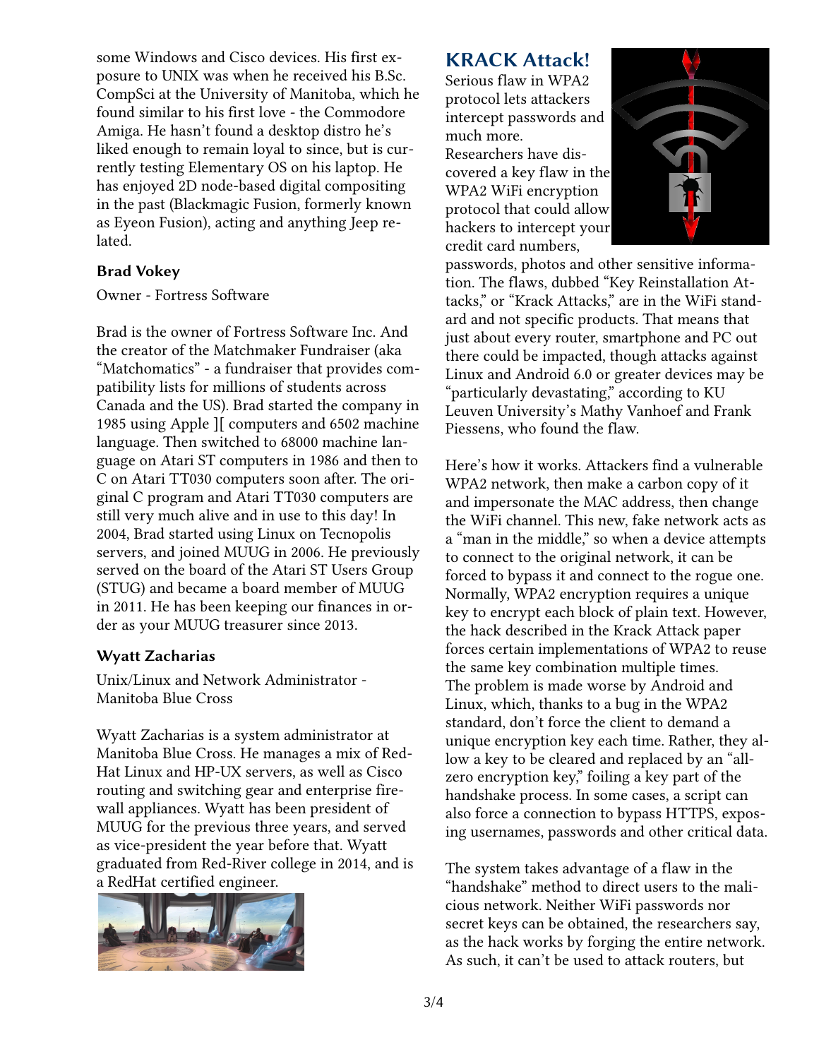some Windows and Cisco devices. His first exposure to UNIX was when he received his B.Sc. CompSci at the University of Manitoba, which he found similar to his first love - the Commodore Amiga. He hasn't found a desktop distro he's liked enough to remain loyal to since, but is currently testing Elementary OS on his laptop. He has enjoyed 2D node-based digital compositing in the past (Blackmagic Fusion, formerly known as Eyeon Fusion), acting and anything Jeep related.

### Brad Vokey

Owner - Fortress Software

Brad is the owner of Fortress Software Inc. And the creator of the Matchmaker Fundraiser (aka "Matchomatics" - a fundraiser that provides compatibility lists for millions of students across Canada and the US). Brad started the company in 1985 using Apple ][ computers and 6502 machine language. Then switched to 68000 machine language on Atari ST computers in 1986 and then to C on Atari TT030 computers soon after. The original C program and Atari TT030 computers are still very much alive and in use to this day! In 2004, Brad started using Linux on Tecnopolis servers, and joined MUUG in 2006. He previously served on the board of the Atari ST Users Group (STUG) and became a board member of MUUG in 2011. He has been keeping our finances in order as your MUUG treasurer since 2013.

### Wyatt Zacharias

Unix/Linux and Network Administrator - Manitoba Blue Cross

Wyatt Zacharias is a system administrator at Manitoba Blue Cross. He manages a mix of RedHat Linux and HP-UX servers, as well as Cisco routing and switching gear and enterprise firewall appliances. Wyatt has been president of MUUG for the previous three years, and served as vice-president the year before that. Wyatt graduated from Red-River college in 2014, and is a RedHat certified engineer.

## KRACK Attack!

Serious flaw in WPA2 protocol lets attackers intercept passwords and much more.

Researchers have discovered a key flaw in the WPA2 WiFi encryption protocol that could allow hackers to intercept your credit card numbers, passwords, photos and other sensitive information. The flaws, dubbed "Key Reinstallation Attacks," or "Krack Attacks," are in the WiFi standard and not specific products. That means that just about every router, smartphone and PC out there could be impacted, though attacks against Linux and Android 6.0 or greater devices may be "particularly devastating," according to KU Leuven University's Mathy Vanhoef and Frank Piessens, who found the flaw.

Here's how it works. Attackers find a vulnerable WPA2 network, then make a carbon copy of it and impersonate the MAC address, then change the WiFi channel. This new, fake network acts as a "man in the middle," so when a device attempts to connect to the original network, it can be forced to bypass it and connect to the rogue one. Normally, WPA2 encryption requires a unique key to encrypt each block of plain text. However, the hack described in the Krack Attack paper forces certain implementations of WPA2 to reuse the same key combination multiple times.
The problem is made worse by Android and Linux, which, thanks to a bug in the WPA2 standard, don't force the client to demand a unique encryption key each time. Rather, they allow a key to be cleared and replaced by an "all-zero encryption key," foiling a key part of the handshake process. In some cases, a script can also force a connection to bypass HTTPS, exposing usernames, passwords and other critical data.

The system takes advantage of a flaw in the "handshake" method to direct users to the malicious network. Neither WiFi passwords nor secret keys can be obtained, the researchers say, as the hack works by forging the entire network. As such, it can't be used to attack routers, but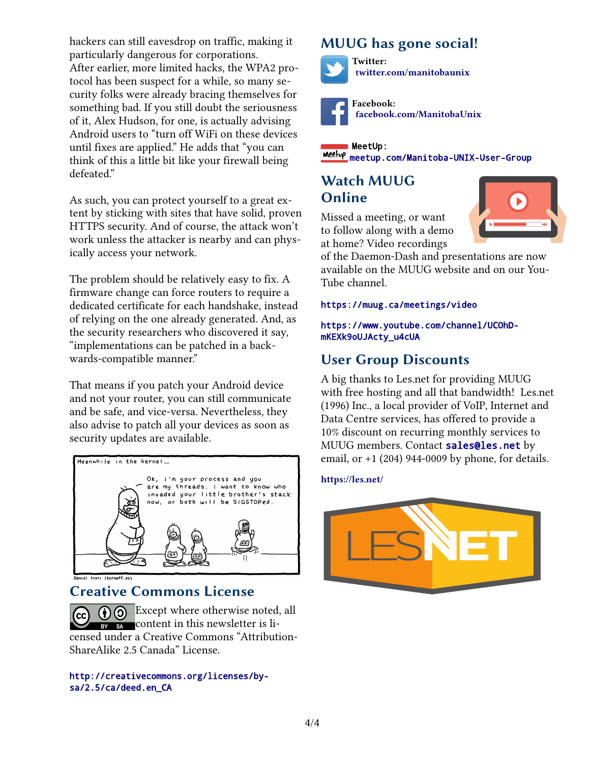hackers can still eavesdrop on traffic, making it particularly dangerous for corporations.
After earlier, more limited hacks, the WPA2 protocol has been suspect for a while, so many security folks were already bracing themselves for something bad. If you still doubt the seriousness of it, Alex Hudson, for one, is actually advising Android users to "turn off WiFi on these devices until fixes are applied." He adds that "you can think of this a little bit like your firewall being defeated."

As such, you can protect yourself to a great extent by sticking with sites that have solid, proven HTTPS security. And of course, the attack won't work unless the attacker is nearby and can physically access your network.

The problem should be relatively easy to fix. A firmware change can force routers to require a dedicated certificate for each handshake, instead of relying on the one already generated. And, as the security researchers who discovered it say, "implementations can be patched in a backwards-compatible manner."

That means if you patch your Android device and not your router, you can still communicate and be safe, and vice-versa. Nevertheless, they also advise to patch all your devices as soon as security updates are available.

Daniel Stori (turnoff.us)

## Creative Commons License

Except where otherwise noted, all content in this newsletter is licensed under a Creative Commons "Attribution-ShareAlike 2.5 Canada" License.

http://creativecommons.org/licenses/by-sa/2.5/ca/deed.en_CA

## MUUG has gone social!

**Twitter:** twitter.com/manitobaunix

**Facebook:** facebook.com/ManitobaUnix

**MeetUp:** meetup.com/Manitoba-UNIX-User-Group

## Watch MUUG Online

Missed a meeting, or want to follow along with a demo at home? Video recordings of the Daemon-Dash and presentations are now available on the MUUG website and on our YouTube channel.

https://muug.ca/meetings/video

https://www.youtube.com/channel/UCOhD-mKEXk9oUJActy_u4cUA

## User Group Discounts

A big thanks to Les.net for providing MUUG with free hosting and all that bandwidth! Les.net (1996) Inc., a local provider of VoIP, Internet and Data Centre services, has offered to provide a 10% discount on recurring monthly services to MUUG members. Contact **sales@les.net** by email, or +1 (204) 944-0009 by phone, for details.

https://les.net/